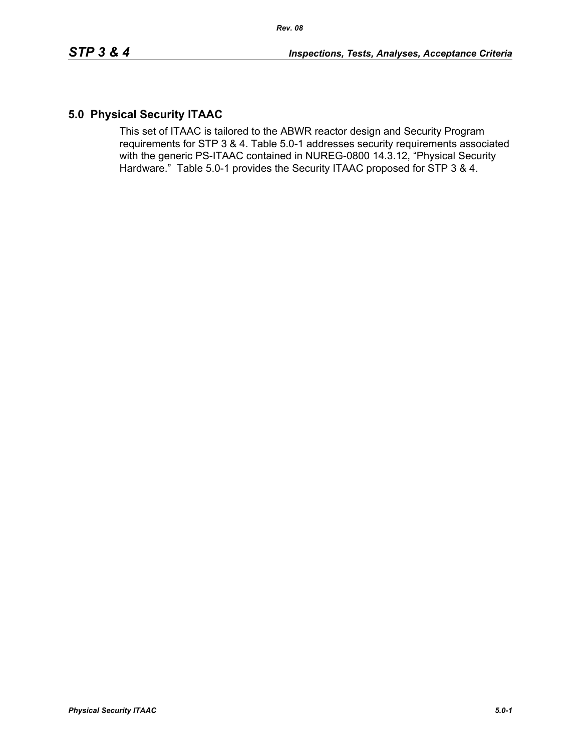# 5.0 Physical Security ITAAC

This set of ITAAC is tailored to the ABWR reactor design and Security Program requirements for STP 3 & 4. Table 5.0-1 addresses security requirements associated with the generic PS-ITAAC contained in NUREG-0800 14.3.12, "Physical Security Hardware." Table 5.0-1 provides the Security ITAAC proposed for STP 3 & 4.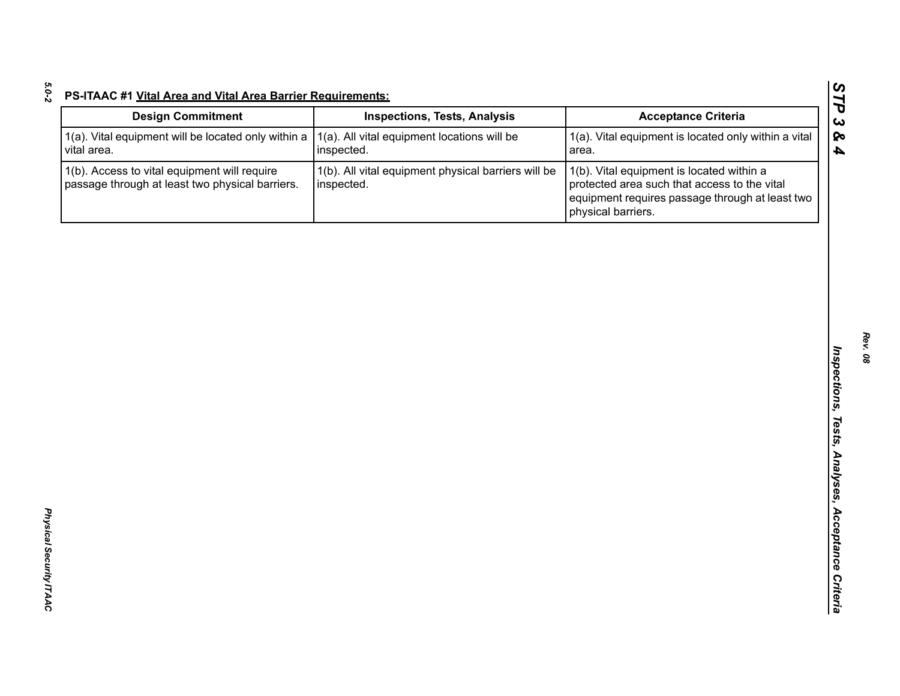**PS-ITAAC #1 Vital Area and Vital Area Barrier Requirements:**

| Design Commitment | Inspections, Tests, Analysis | Acceptance Criteria |
|---|---|---|
| 1(a). Vital equipment will be located only within a vital area. | 1(a). All vital equipment locations will be inspected. | 1(a). Vital equipment is located only within a vital area. |
| 1(b). Access to vital equipment will require passage through at least two physical barriers. | 1(b). All vital equipment physical barriers will be inspected. | 1(b). Vital equipment is located within a protected area such that access to the vital equipment requires passage through at least two physical barriers. |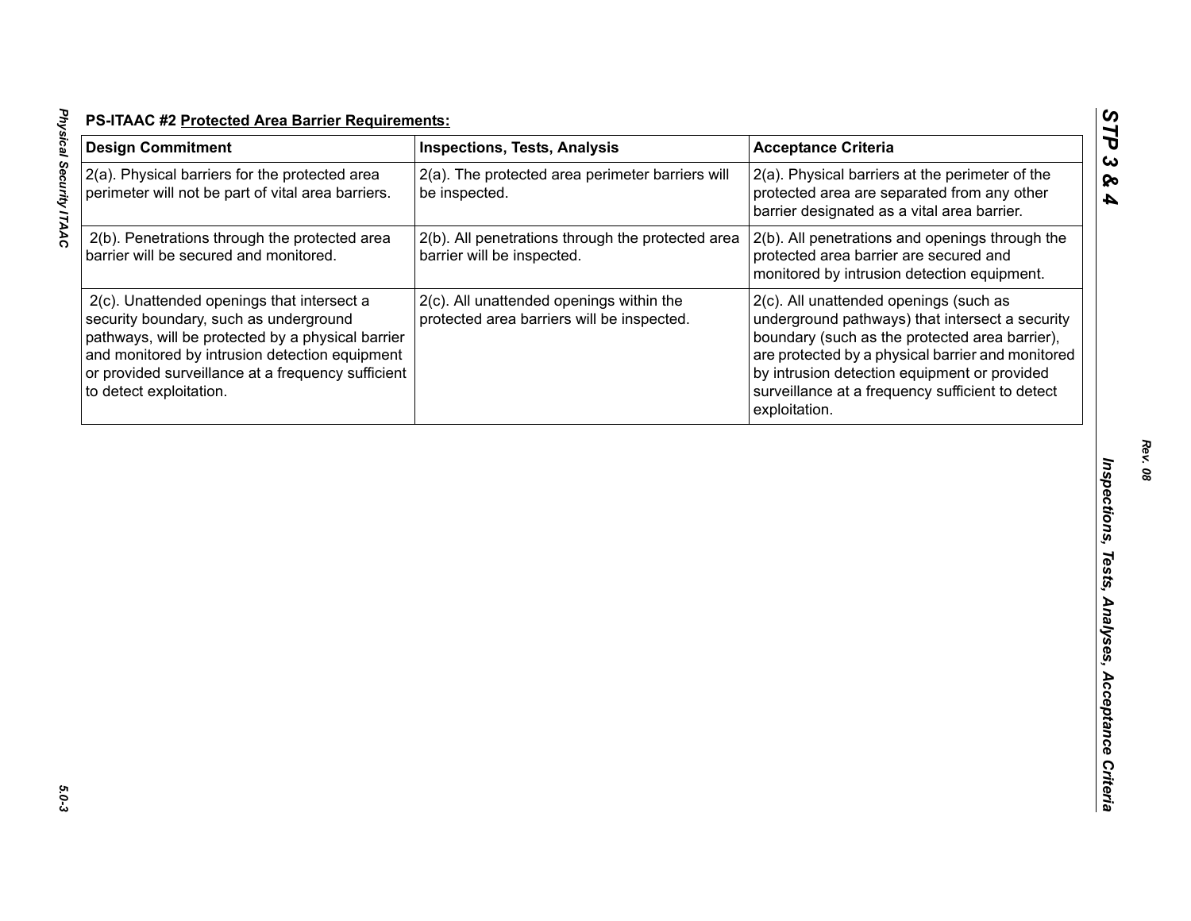**PS-ITAAC #2 Protected Area Barrier Requirements:**

| Design Commitment | Inspections, Tests, Analysis | Acceptance Criteria |
|---|---|---|
| 2(a). Physical barriers for the protected area perimeter will not be part of vital area barriers. | 2(a). The protected area perimeter barriers will be inspected. | 2(a). Physical barriers at the perimeter of the protected area are separated from any other barrier designated as a vital area barrier. |
| 2(b). Penetrations through the protected area barrier will be secured and monitored. | 2(b). All penetrations through the protected area barrier will be inspected. | 2(b). All penetrations and openings through the protected area barrier are secured and monitored by intrusion detection equipment. |
| 2(c). Unattended openings that intersect a security boundary, such as underground pathways, will be protected by a physical barrier and monitored by intrusion detection equipment or provided surveillance at a frequency sufficient to detect exploitation. | 2(c). All unattended openings within the protected area barriers will be inspected. | 2(c). All unattended openings (such as underground pathways) that intersect a security boundary (such as the protected area barrier), are protected by a physical barrier and monitored by intrusion detection equipment or provided surveillance at a frequency sufficient to detect exploitation. |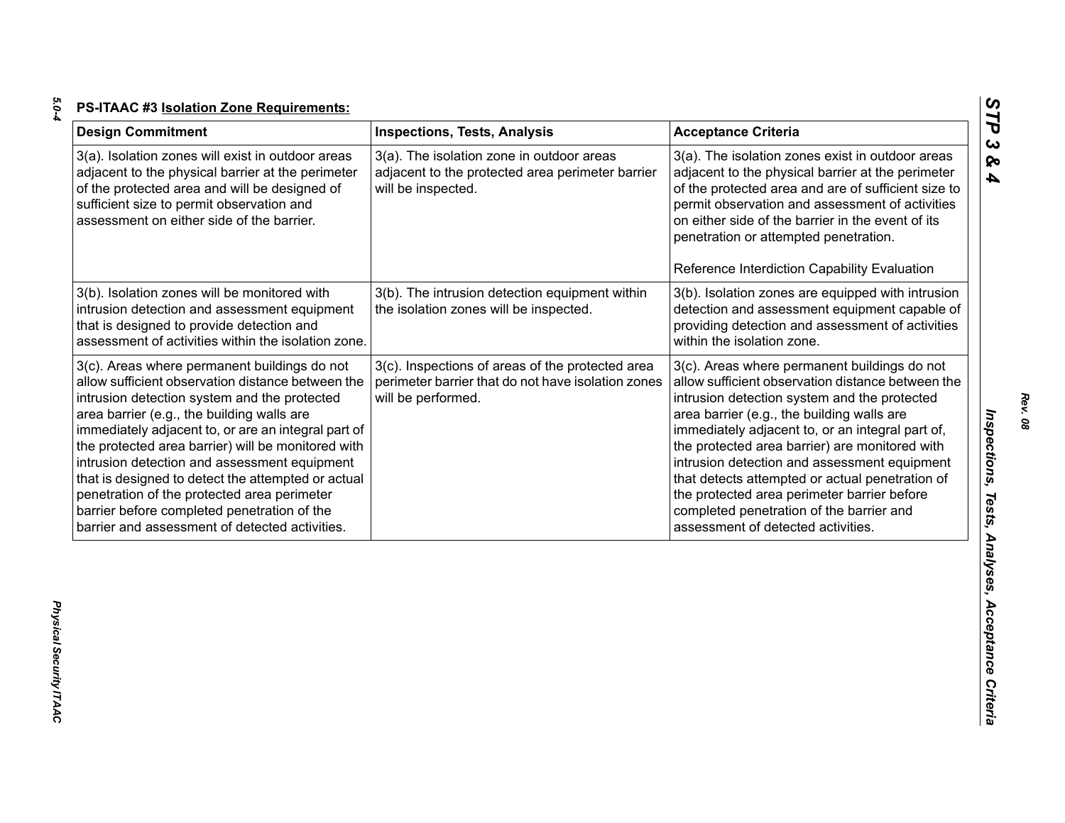**PS-ITAAC #3 Isolation Zone Requirements:**

| Design Commitment | Inspections, Tests, Analysis | Acceptance Criteria |
|---|---|---|
| 3(a). Isolation zones will exist in outdoor areas adjacent to the physical barrier at the perimeter of the protected area and will be designed of sufficient size to permit observation and assessment on either side of the barrier. | 3(a). The isolation zone in outdoor areas adjacent to the protected area perimeter barrier will be inspected. | 3(a). The isolation zones exist in outdoor areas adjacent to the physical barrier at the perimeter of the protected area and are of sufficient size to permit observation and assessment of activities on either side of the barrier in the event of its penetration or attempted penetration.<br><br>Reference Interdiction Capability Evaluation |
| 3(b). Isolation zones will be monitored with intrusion detection and assessment equipment that is designed to provide detection and assessment of activities within the isolation zone. | 3(b). The intrusion detection equipment within the isolation zones will be inspected. | 3(b). Isolation zones are equipped with intrusion detection and assessment equipment capable of providing detection and assessment of activities within the isolation zone. |
| 3(c). Areas where permanent buildings do not allow sufficient observation distance between the intrusion detection system and the protected area barrier (e.g., the building walls are immediately adjacent to, or are an integral part of the protected area barrier) will be monitored with intrusion detection and assessment equipment that is designed to detect the attempted or actual penetration of the protected area perimeter barrier before completed penetration of the barrier and assessment of detected activities. | 3(c). Inspections of areas of the protected area perimeter barrier that do not have isolation zones will be performed. | 3(c). Areas where permanent buildings do not allow sufficient observation distance between the intrusion detection system and the protected area barrier (e.g., the building walls are immediately adjacent to, or an integral part of, the protected area barrier) are monitored with intrusion detection and assessment equipment that detects attempted or actual penetration of the protected area perimeter barrier before completed penetration of the barrier and assessment of detected activities. |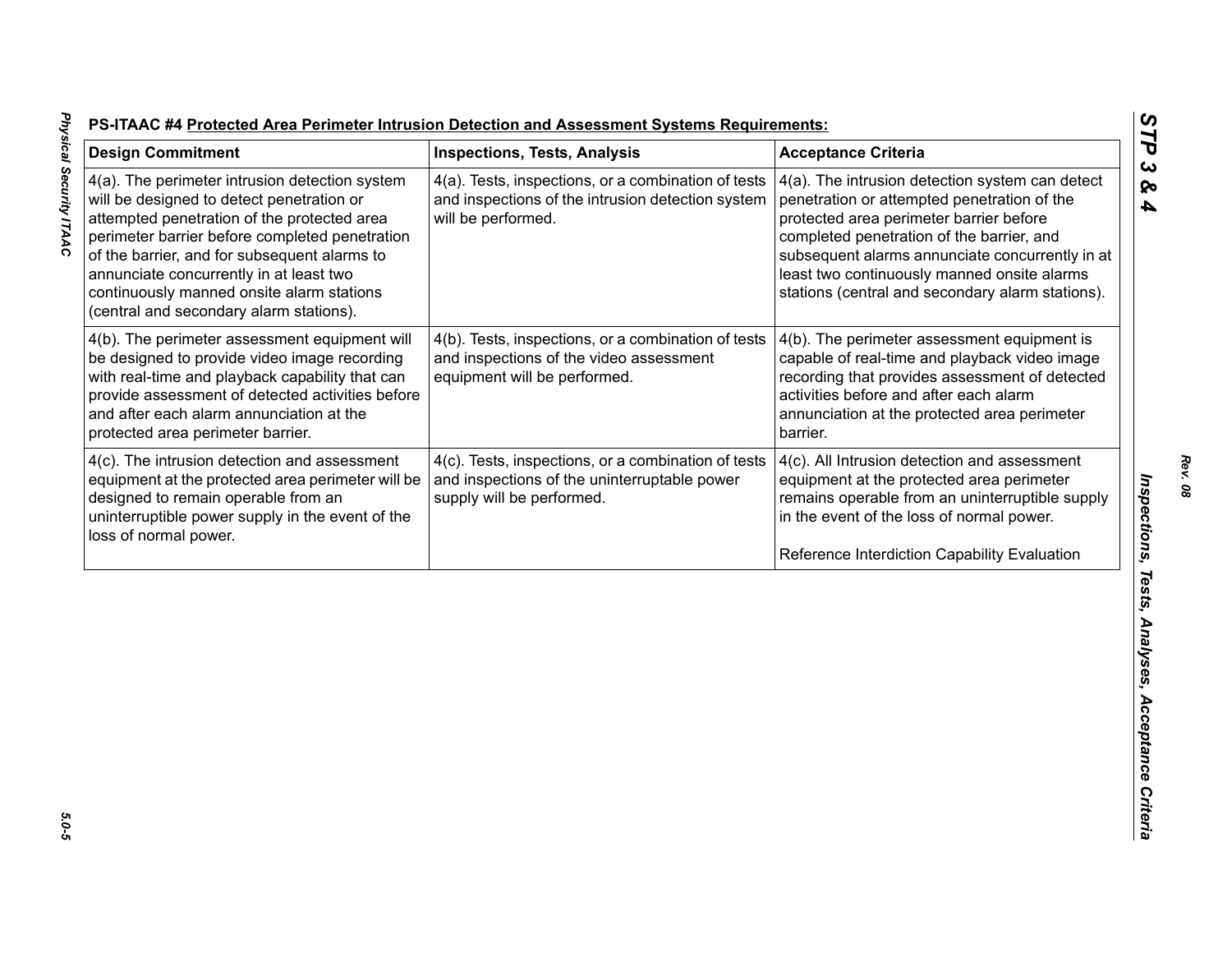**PS-ITAAC #4 Protected Area Perimeter Intrusion Detection and Assessment Systems Requirements:**

| Design Commitment | Inspections, Tests, Analysis | Acceptance Criteria |
|---|---|---|
| 4(a). The perimeter intrusion detection system will be designed to detect penetration or attempted penetration of the protected area perimeter barrier before completed penetration of the barrier, and for subsequent alarms to annunciate concurrently in at least two continuously manned onsite alarm stations (central and secondary alarm stations). | 4(a). Tests, inspections, or a combination of tests and inspections of the intrusion detection system will be performed. | 4(a). The intrusion detection system can detect penetration or attempted penetration of the protected area perimeter barrier before completed penetration of the barrier, and subsequent alarms annunciate concurrently in at least two continuously manned onsite alarms stations (central and secondary alarm stations). |
| 4(b). The perimeter assessment equipment will be designed to provide video image recording with real-time and playback capability that can provide assessment of detected activities before and after each alarm annunciation at the protected area perimeter barrier. | 4(b). Tests, inspections, or a combination of tests and inspections of the video assessment equipment will be performed. | 4(b). The perimeter assessment equipment is capable of real-time and playback video image recording that provides assessment of detected activities before and after each alarm annunciation at the protected area perimeter barrier. |
| 4(c). The intrusion detection and assessment equipment at the protected area perimeter will be designed to remain operable from an uninterruptible power supply in the event of the loss of normal power. | 4(c). Tests, inspections, or a combination of tests and inspections of the uninterruptable power supply will be performed. | 4(c). All Intrusion detection and assessment equipment at the protected area perimeter remains operable from an uninterruptible supply in the event of the loss of normal power.<br><br>Reference Interdiction Capability Evaluation |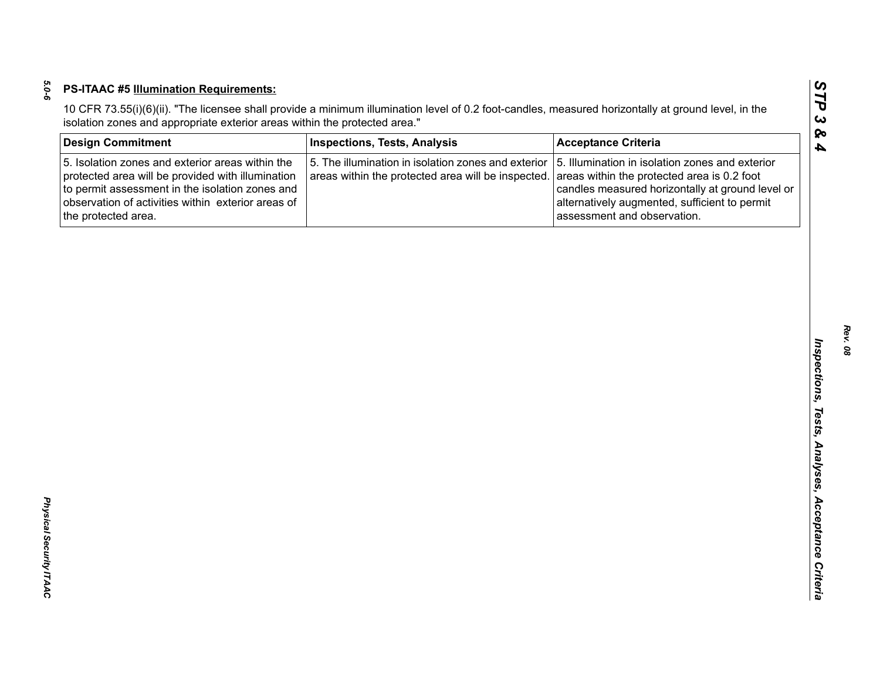**PS-ITAAC #5 Illumination Requirements:**

10 CFR 73.55(i)(6)(ii). "The licensee shall provide a minimum illumination level of 0.2 foot-candles, measured horizontally at ground level, in the isolation zones and appropriate exterior areas within the protected area."

| Design Commitment | Inspections, Tests, Analysis | Acceptance Criteria |
|---|---|---|
| 5. Isolation zones and exterior areas within the protected area will be provided with illumination to permit assessment in the isolation zones and observation of activities within exterior areas of the protected area. | 5. The illumination in isolation zones and exterior areas within the protected area will be inspected. | 5. Illumination in isolation zones and exterior areas within the protected area is 0.2 foot candles measured horizontally at ground level or alternatively augmented, sufficient to permit assessment and observation. |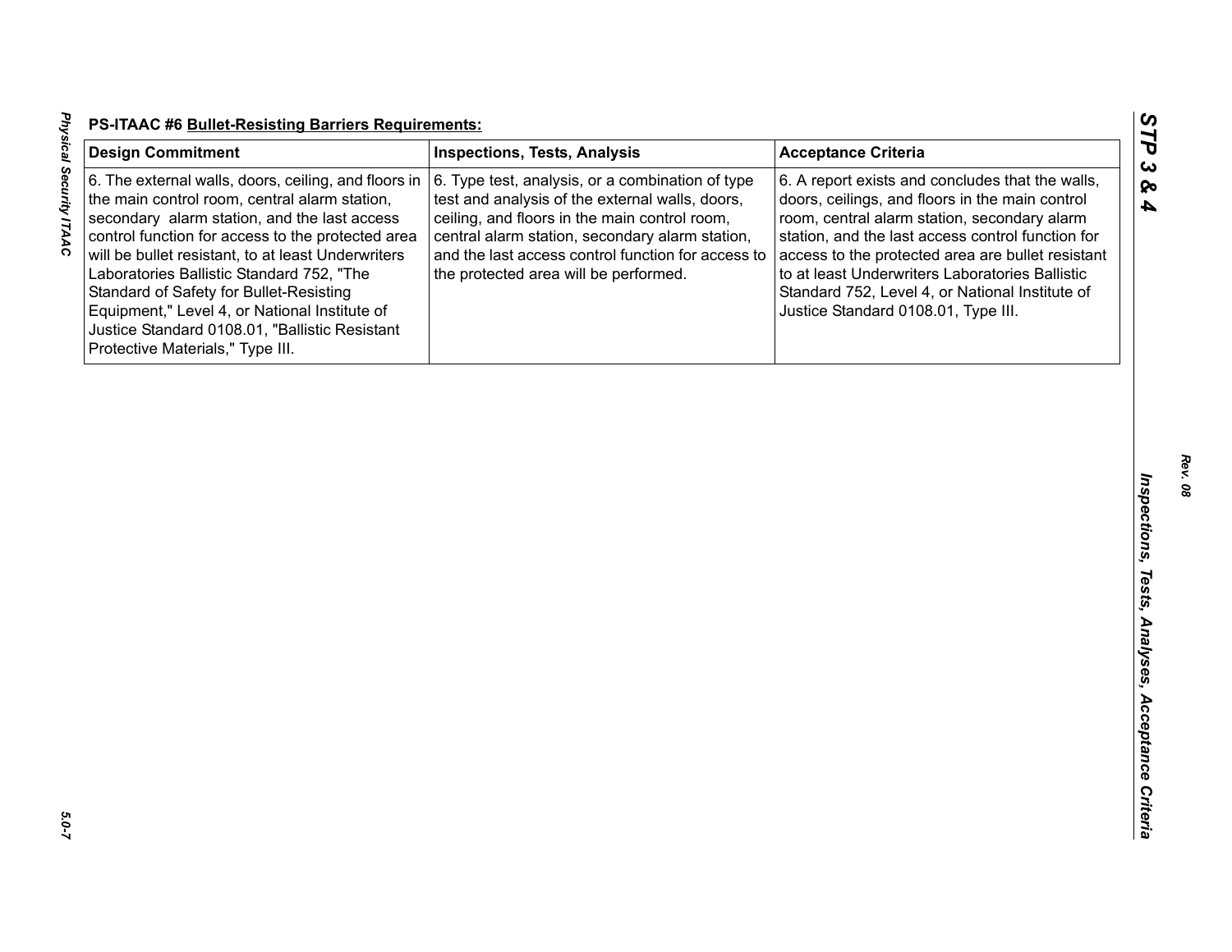**PS-ITAAC #6 Bullet-Resisting Barriers Requirements:**

| Design Commitment | Inspections, Tests, Analysis | Acceptance Criteria |
|---|---|---|
| 6. The external walls, doors, ceiling, and floors in the main control room, central alarm station, secondary alarm station, and the last access control function for access to the protected area will be bullet resistant, to at least Underwriters Laboratories Ballistic Standard 752, "The Standard of Safety for Bullet-Resisting Equipment," Level 4, or National Institute of Justice Standard 0108.01, "Ballistic Resistant Protective Materials," Type III. | 6. Type test, analysis, or a combination of type test and analysis of the external walls, doors, ceiling, and floors in the main control room, central alarm station, secondary alarm station, and the last access control function for access to the protected area will be performed. | 6. A report exists and concludes that the walls, doors, ceilings, and floors in the main control room, central alarm station, secondary alarm station, and the last access control function for access to the protected area are bullet resistant to at least Underwriters Laboratories Ballistic Standard 752, Level 4, or National Institute of Justice Standard 0108.01, Type III. |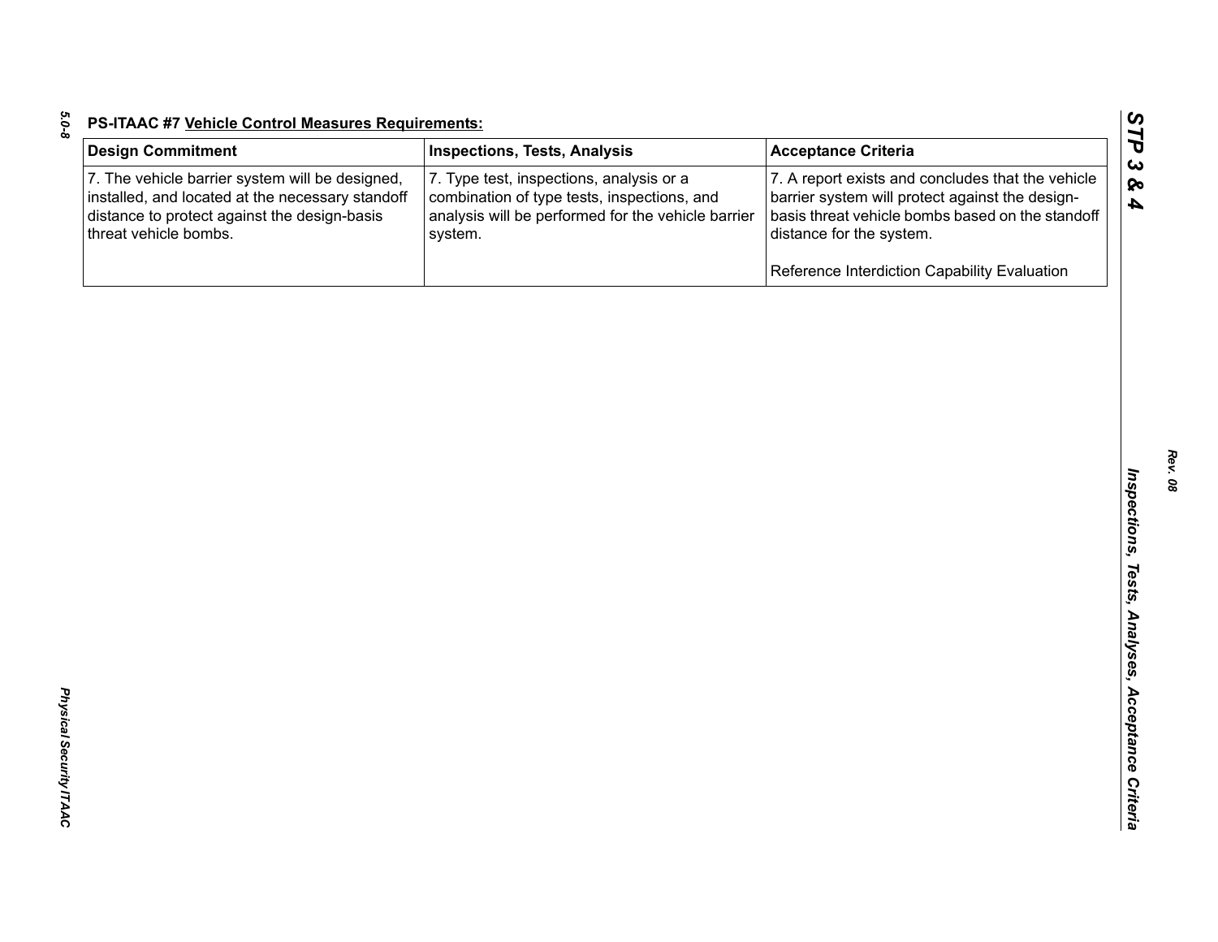**PS-ITAAC #7 Vehicle Control Measures Requirements:**

| Design Commitment | Inspections, Tests, Analysis | Acceptance Criteria |
|---|---|---|
| 7. The vehicle barrier system will be designed, installed, and located at the necessary standoff distance to protect against the design-basis threat vehicle bombs. | 7. Type test, inspections, analysis or a combination of type tests, inspections, and analysis will be performed for the vehicle barrier system. | 7. A report exists and concludes that the vehicle barrier system will protect against the design-basis threat vehicle bombs based on the standoff distance for the system.<br><br>Reference Interdiction Capability Evaluation |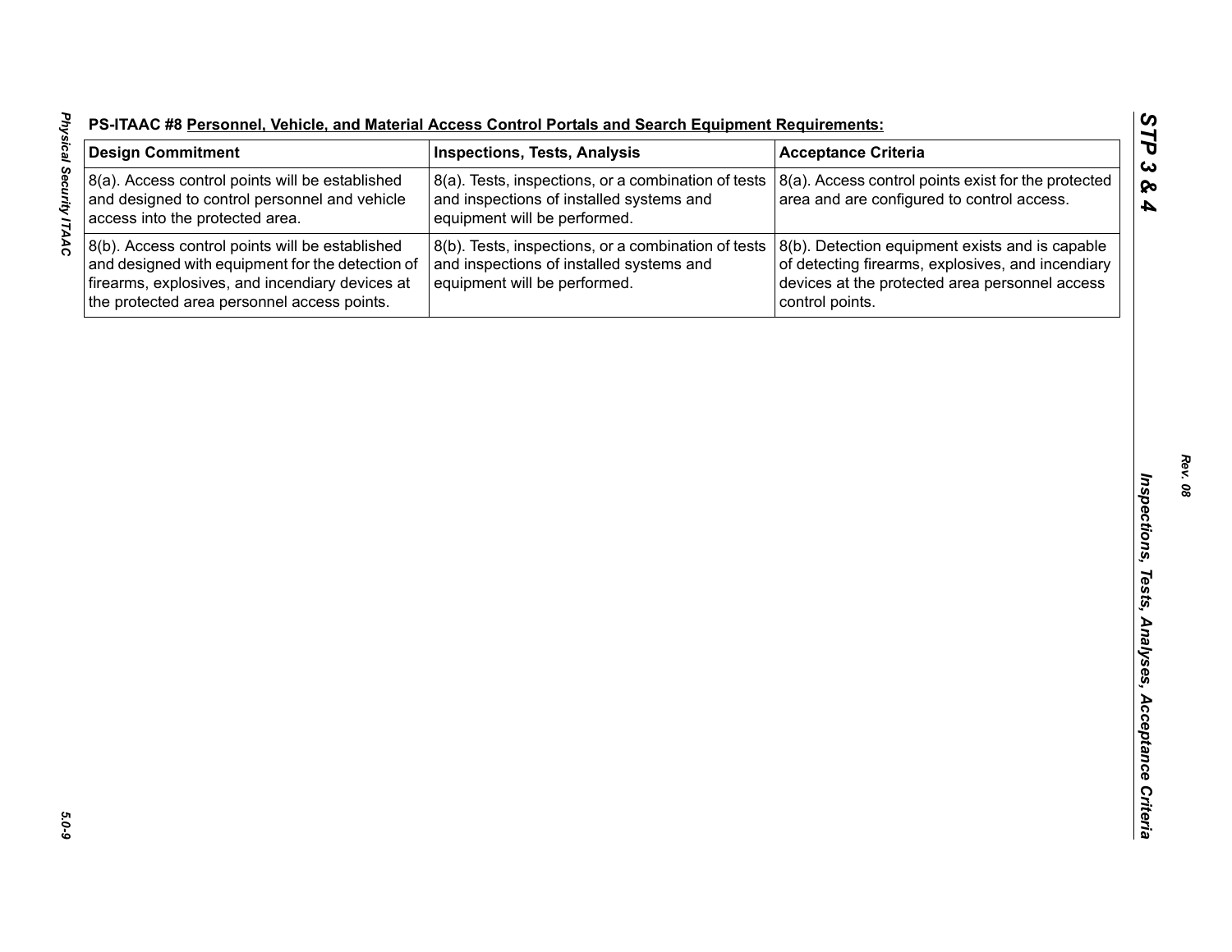**PS-ITAAC #8 Personnel, Vehicle, and Material Access Control Portals and Search Equipment Requirements:**

| Design Commitment | Inspections, Tests, Analysis | Acceptance Criteria |
|---|---|---|
| 8(a). Access control points will be established and designed to control personnel and vehicle access into the protected area. | 8(a). Tests, inspections, or a combination of tests and inspections of installed systems and equipment will be performed. | 8(a). Access control points exist for the protected area and are configured to control access. |
| 8(b). Access control points will be established and designed with equipment for the detection of firearms, explosives, and incendiary devices at the protected area personnel access points. | 8(b). Tests, inspections, or a combination of tests and inspections of installed systems and equipment will be performed. | 8(b). Detection equipment exists and is capable of detecting firearms, explosives, and incendiary devices at the protected area personnel access control points. |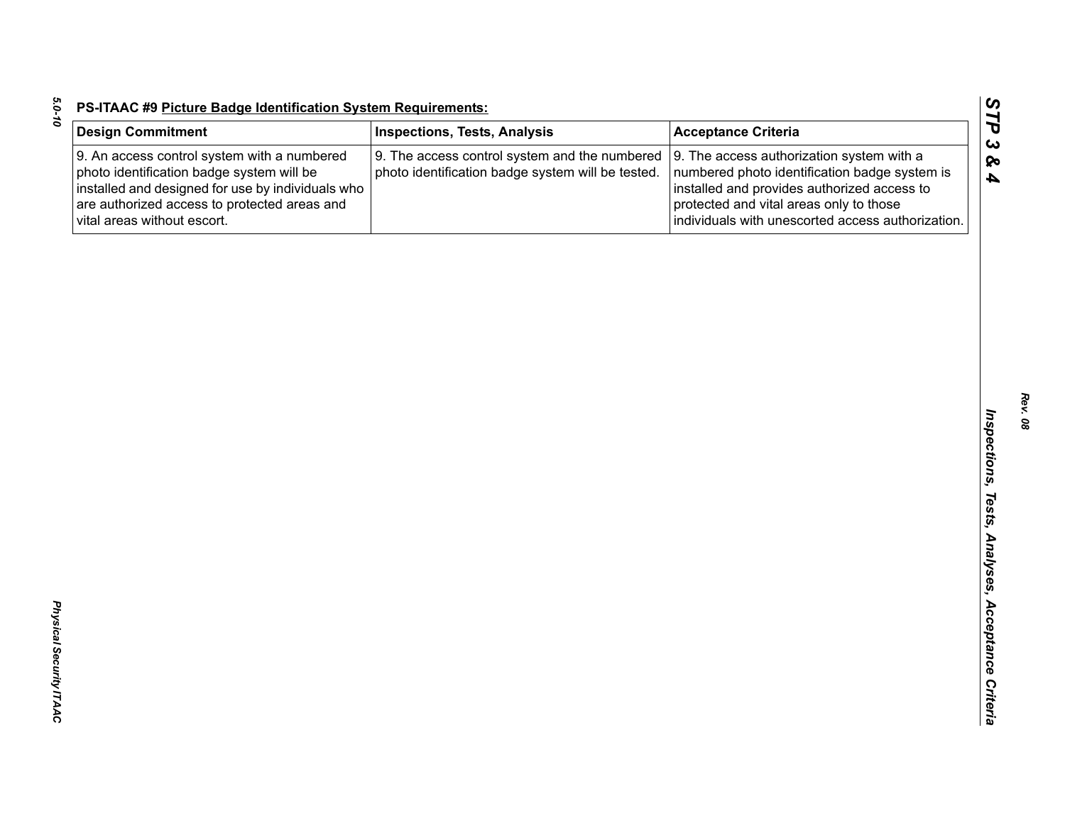**PS-ITAAC #9 Picture Badge Identification System Requirements:**

| Design Commitment | Inspections, Tests, Analysis | Acceptance Criteria |
|---|---|---|
| 9. An access control system with a numbered photo identification badge system will be installed and designed for use by individuals who are authorized access to protected areas and vital areas without escort. | 9. The access control system and the numbered photo identification badge system will be tested. | 9. The access authorization system with a numbered photo identification badge system is installed and provides authorized access to protected and vital areas only to those individuals with unescorted access authorization. |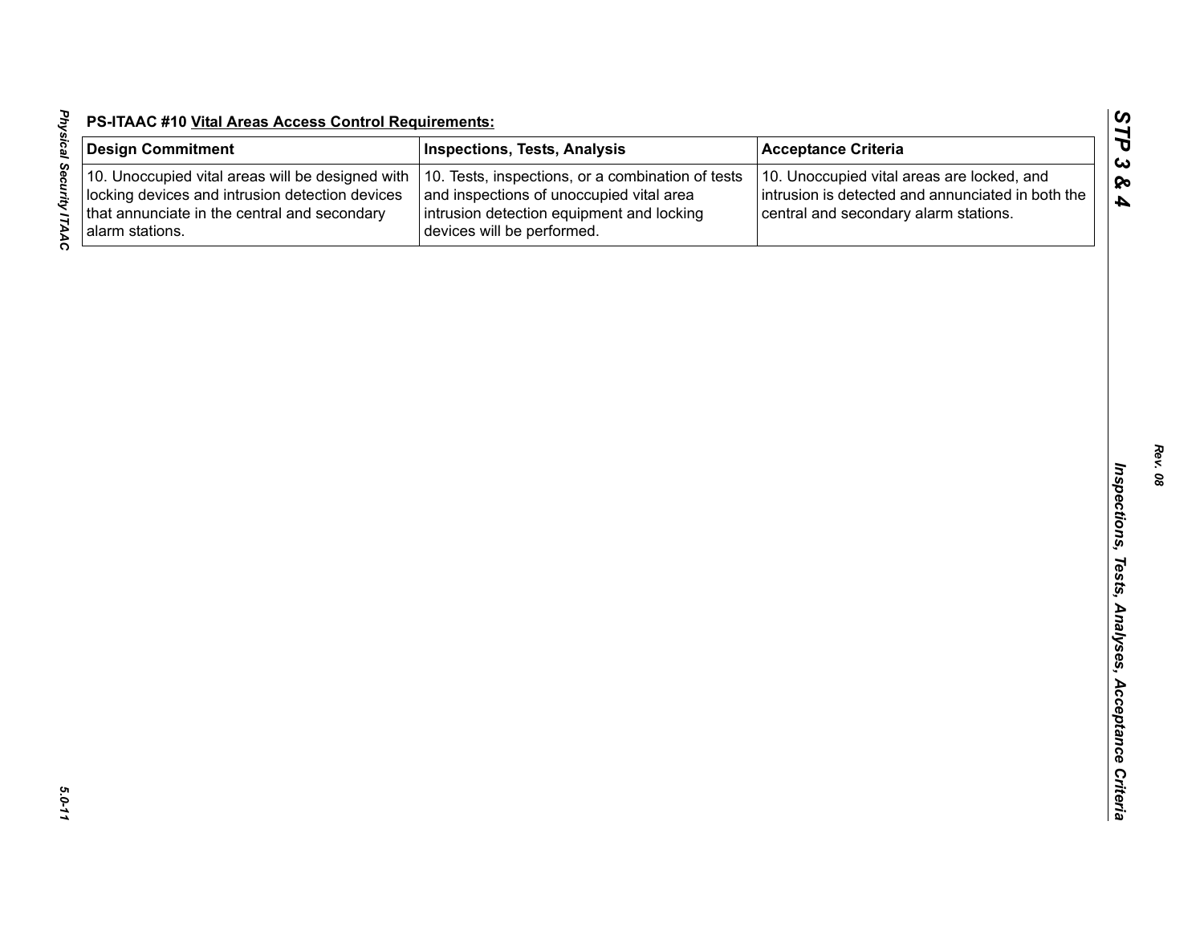**PS-ITAAC #10 Vital Areas Access Control Requirements:**

| Design Commitment | Inspections, Tests, Analysis | Acceptance Criteria |
|---|---|---|
| 10. Unoccupied vital areas will be designed with locking devices and intrusion detection devices that annunciate in the central and secondary alarm stations. | 10. Tests, inspections, or a combination of tests and inspections of unoccupied vital area intrusion detection equipment and locking devices will be performed. | 10. Unoccupied vital areas are locked, and intrusion is detected and annunciated in both the central and secondary alarm stations. |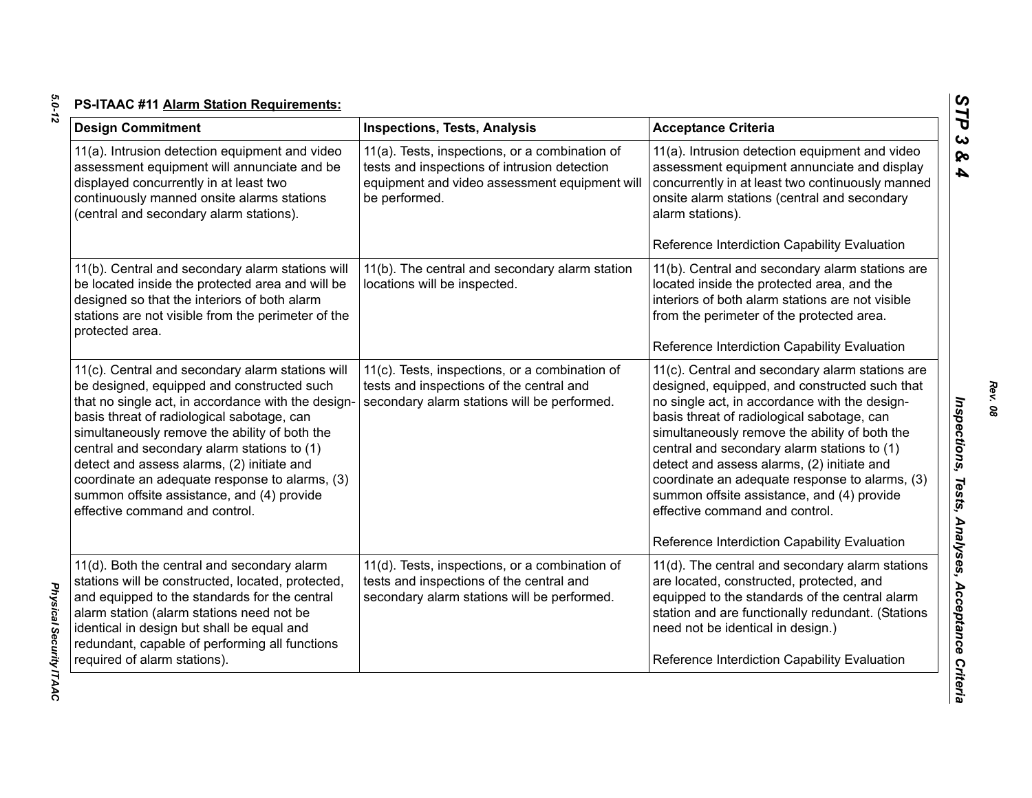**PS-ITAAC #11 Alarm Station Requirements:**

| Design Commitment | Inspections, Tests, Analysis | Acceptance Criteria |
|---|---|---|
| 11(a). Intrusion detection equipment and video assessment equipment will annunciate and be displayed concurrently in at least two continuously manned onsite alarms stations (central and secondary alarm stations). | 11(a). Tests, inspections, or a combination of tests and inspections of intrusion detection equipment and video assessment equipment will be performed. | 11(a). Intrusion detection equipment and video assessment equipment annunciate and display concurrently in at least two continuously manned onsite alarm stations (central and secondary alarm stations).<br><br>Reference Interdiction Capability Evaluation |
| 11(b). Central and secondary alarm stations will be located inside the protected area and will be designed so that the interiors of both alarm stations are not visible from the perimeter of the protected area. | 11(b). The central and secondary alarm station locations will be inspected. | 11(b). Central and secondary alarm stations are located inside the protected area, and the interiors of both alarm stations are not visible from the perimeter of the protected area.<br><br>Reference Interdiction Capability Evaluation |
| 11(c). Central and secondary alarm stations will be designed, equipped and constructed such that no single act, in accordance with the design-basis threat of radiological sabotage, can simultaneously remove the ability of both the central and secondary alarm stations to (1) detect and assess alarms, (2) initiate and coordinate an adequate response to alarms, (3) summon offsite assistance, and (4) provide effective command and control. | 11(c). Tests, inspections, or a combination of tests and inspections of the central and secondary alarm stations will be performed. | 11(c). Central and secondary alarm stations are designed, equipped, and constructed such that no single act, in accordance with the design-basis threat of radiological sabotage, can simultaneously remove the ability of both the central and secondary alarm stations to (1) detect and assess alarms, (2) initiate and coordinate an adequate response to alarms, (3) summon offsite assistance, and (4) provide effective command and control.<br><br>Reference Interdiction Capability Evaluation |
| 11(d). Both the central and secondary alarm stations will be constructed, located, protected, and equipped to the standards for the central alarm station (alarm stations need not be identical in design but shall be equal and redundant, capable of performing all functions required of alarm stations). | 11(d). Tests, inspections, or a combination of tests and inspections of the central and secondary alarm stations will be performed. | 11(d). The central and secondary alarm stations are located, constructed, protected, and equipped to the standards of the central alarm station and are functionally redundant. (Stations need not be identical in design.)<br><br>Reference Interdiction Capability Evaluation |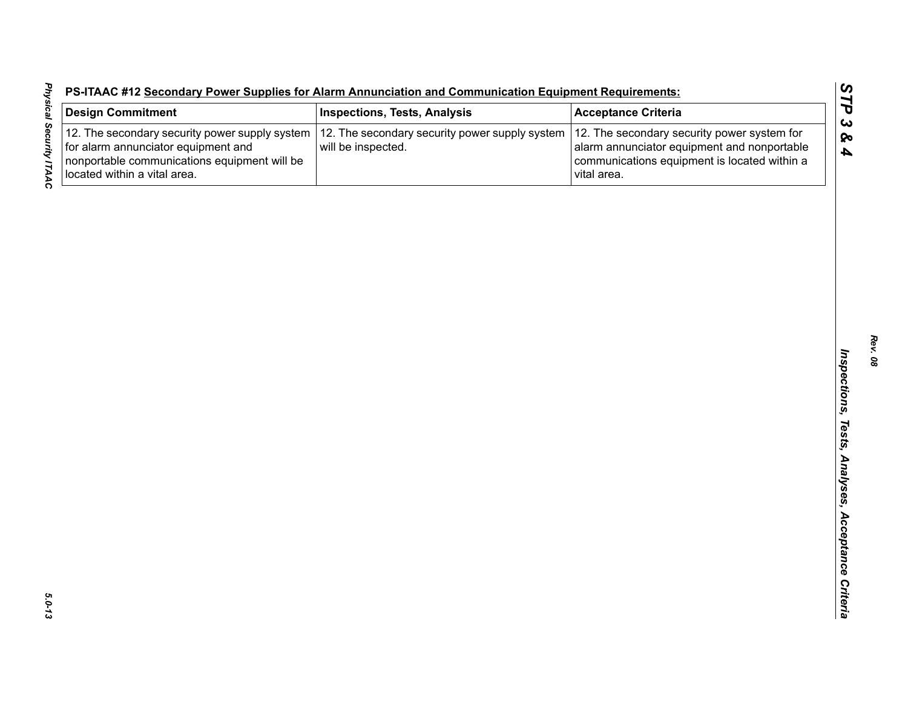**PS-ITAAC #12 Secondary Power Supplies for Alarm Annunciation and Communication Equipment Requirements:**

| Design Commitment | Inspections, Tests, Analysis | Acceptance Criteria |
|---|---|---|
| 12. The secondary security power supply system for alarm annunciator equipment and nonportable communications equipment will be located within a vital area. | 12. The secondary security power supply system will be inspected. | 12. The secondary security power system for alarm annunciator equipment and nonportable communications equipment is located within a vital area. |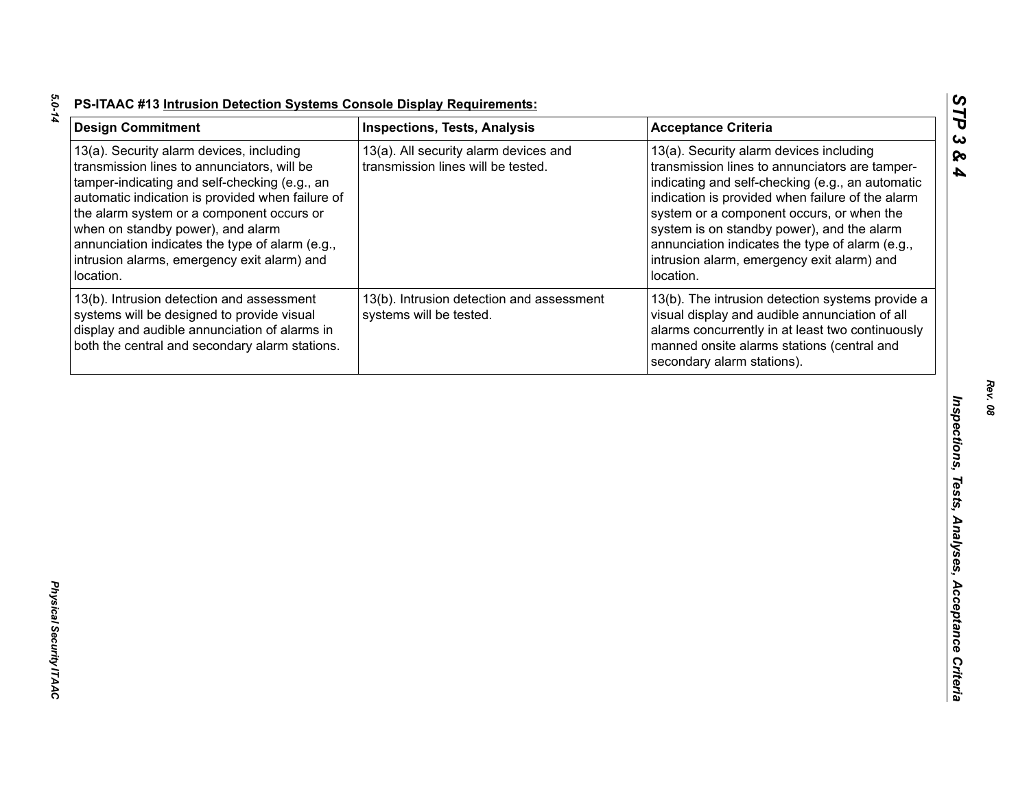**PS-ITAAC #13 Intrusion Detection Systems Console Display Requirements:**

| Design Commitment | Inspections, Tests, Analysis | Acceptance Criteria |
| --- | --- | --- |
| 13(a). Security alarm devices, including transmission lines to annunciators, will be tamper-indicating and self-checking (e.g., an automatic indication is provided when failure of the alarm system or a component occurs or when on standby power), and alarm annunciation indicates the type of alarm (e.g., intrusion alarms, emergency exit alarm) and location. | 13(a). All security alarm devices and transmission lines will be tested. | 13(a). Security alarm devices including transmission lines to annunciators are tamper-indicating and self-checking (e.g., an automatic indication is provided when failure of the alarm system or a component occurs, or when the system is on standby power), and the alarm annunciation indicates the type of alarm (e.g., intrusion alarm, emergency exit alarm) and location. |
| 13(b). Intrusion detection and assessment systems will be designed to provide visual display and audible annunciation of alarms in both the central and secondary alarm stations. | 13(b). Intrusion detection and assessment systems will be tested. | 13(b). The intrusion detection systems provide a visual display and audible annunciation of all alarms concurrently in at least two continuously manned onsite alarms stations (central and secondary alarm stations). |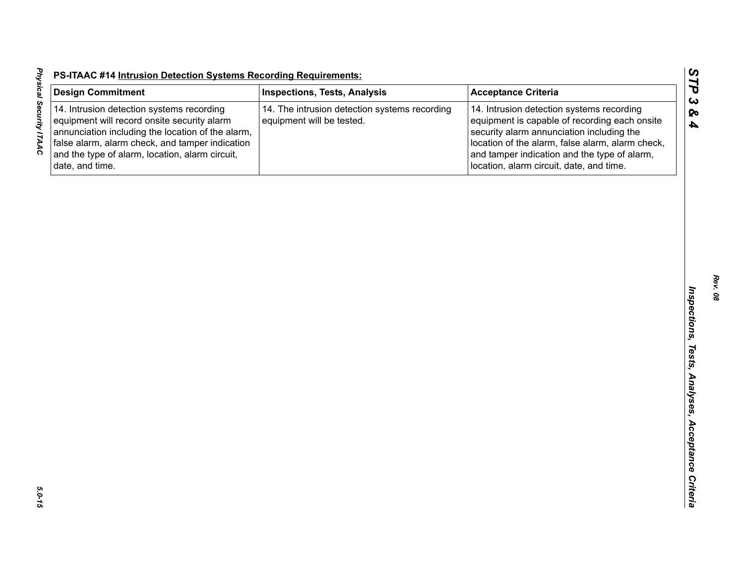**PS-ITAAC #14 Intrusion Detection Systems Recording Requirements:**

| Design Commitment | Inspections, Tests, Analysis | Acceptance Criteria |
|---|---|---|
| 14. Intrusion detection systems recording equipment will record onsite security alarm annunciation including the location of the alarm, false alarm, alarm check, and tamper indication and the type of alarm, location, alarm circuit, date, and time. | 14. The intrusion detection systems recording equipment will be tested. | 14. Intrusion detection systems recording equipment is capable of recording each onsite security alarm annunciation including the location of the alarm, false alarm, alarm check, and tamper indication and the type of alarm, location, alarm circuit, date, and time. |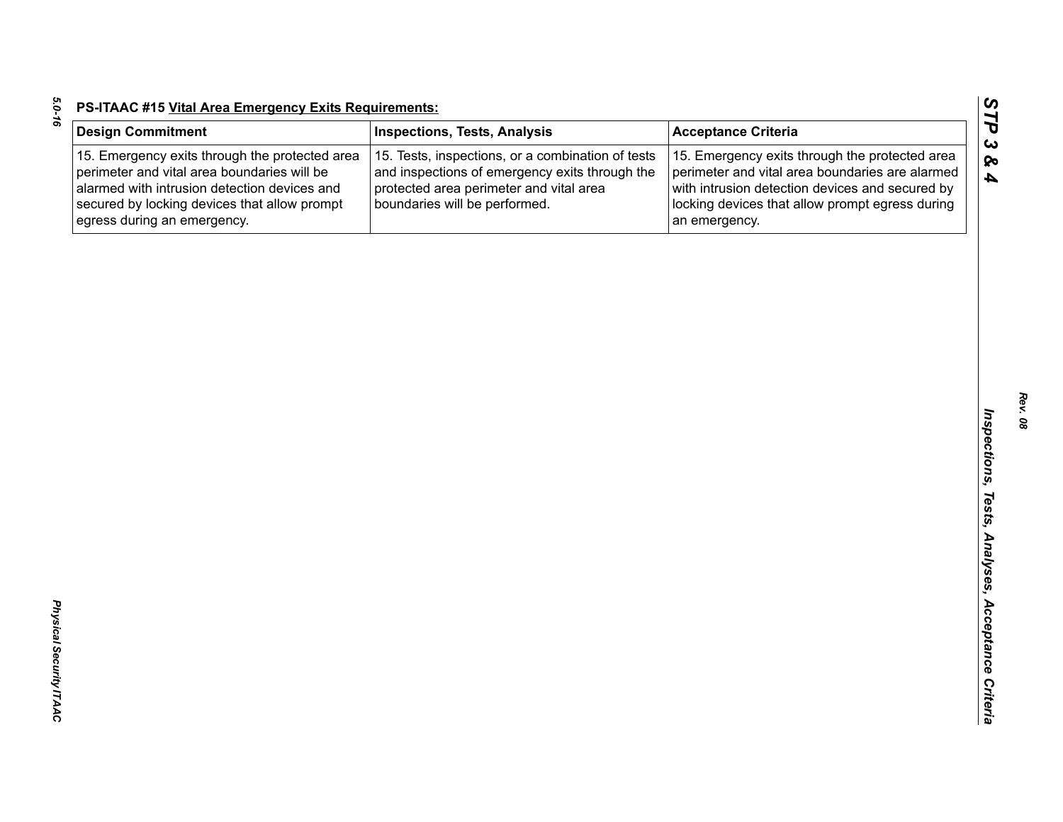**PS-ITAAC #15 Vital Area Emergency Exits Requirements:**

| Design Commitment | Inspections, Tests, Analysis | Acceptance Criteria |
|---|---|---|
| 15. Emergency exits through the protected area perimeter and vital area boundaries will be alarmed with intrusion detection devices and secured by locking devices that allow prompt egress during an emergency. | 15. Tests, inspections, or a combination of tests and inspections of emergency exits through the protected area perimeter and vital area boundaries will be performed. | 15. Emergency exits through the protected area perimeter and vital area boundaries are alarmed with intrusion detection devices and secured by locking devices that allow prompt egress during an emergency. |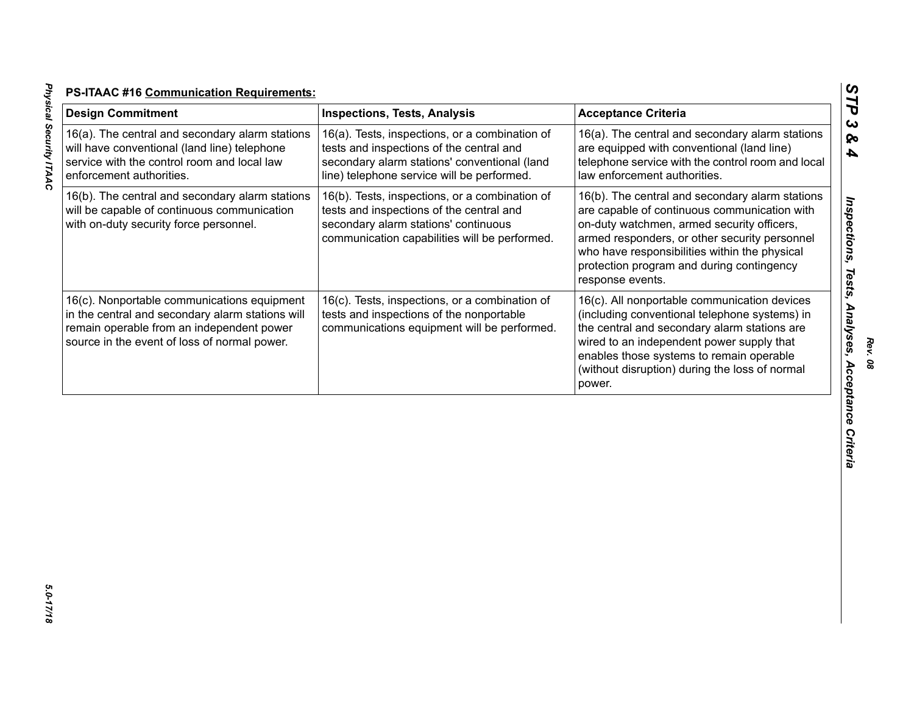**PS-ITAAC #16 Communication Requirements:**

| Design Commitment | Inspections, Tests, Analysis | Acceptance Criteria |
|---|---|---|
| 16(a). The central and secondary alarm stations will have conventional (land line) telephone service with the control room and local law enforcement authorities. | 16(a). Tests, inspections, or a combination of tests and inspections of the central and secondary alarm stations' conventional (land line) telephone service will be performed. | 16(a). The central and secondary alarm stations are equipped with conventional (land line) telephone service with the control room and local law enforcement authorities. |
| 16(b). The central and secondary alarm stations will be capable of continuous communication with on-duty security force personnel. | 16(b). Tests, inspections, or a combination of tests and inspections of the central and secondary alarm stations' continuous communication capabilities will be performed. | 16(b). The central and secondary alarm stations are capable of continuous communication with on-duty watchmen, armed security officers, armed responders, or other security personnel who have responsibilities within the physical protection program and during contingency response events. |
| 16(c). Nonportable communications equipment in the central and secondary alarm stations will remain operable from an independent power source in the event of loss of normal power. | 16(c). Tests, inspections, or a combination of tests and inspections of the nonportable communications equipment will be performed. | 16(c). All nonportable communication devices (including conventional telephone systems) in the central and secondary alarm stations are wired to an independent power supply that enables those systems to remain operable (without disruption) during the loss of normal power. |